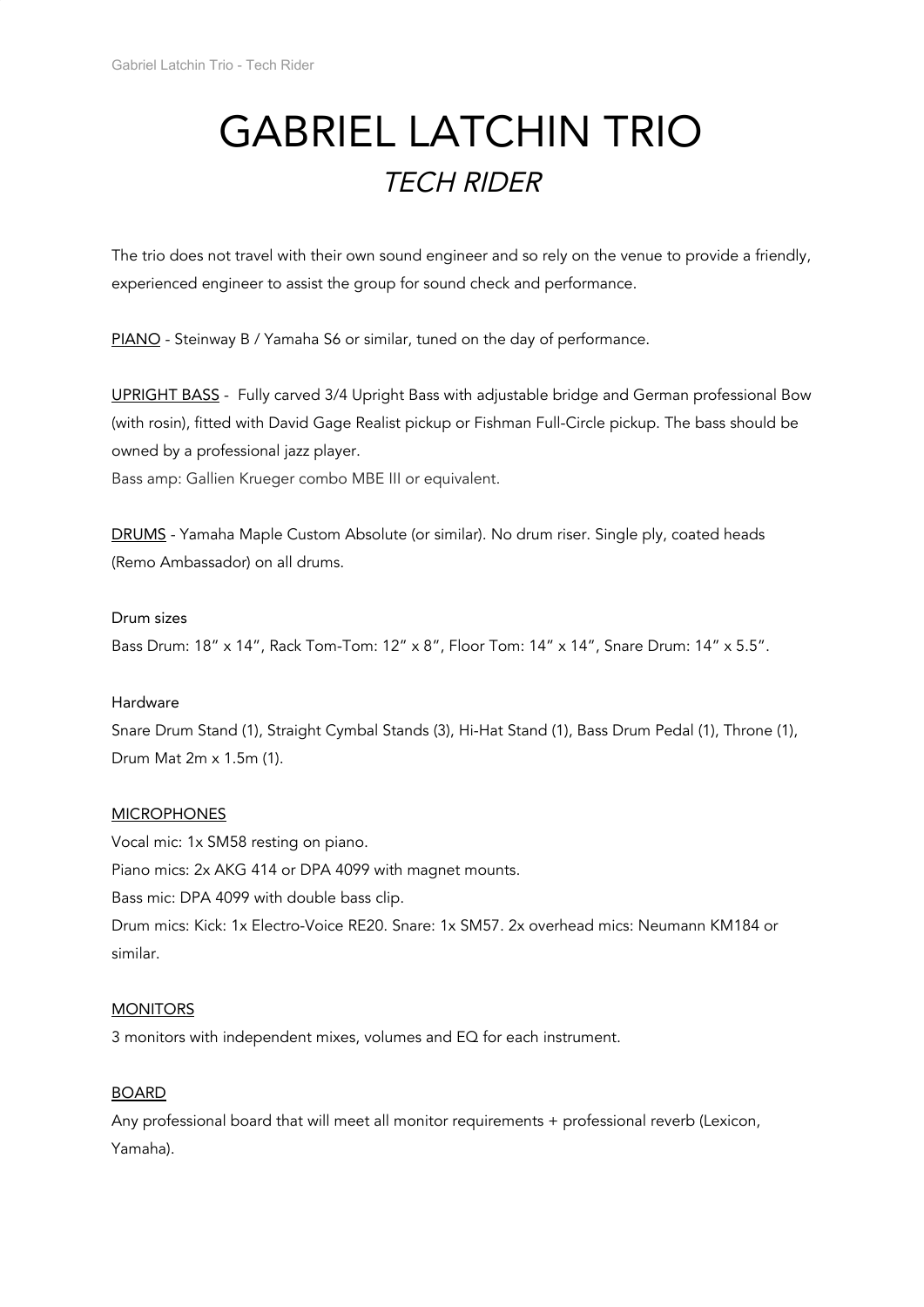# GABRIEL LATCHIN TRIO

## *TECH RIDER*

The trio does not travel with their own sound engineer and so rely on the venue to provide a friendly, experienced engineer to assist the group for sound check and performance.

PIANO - Steinway B / Yamaha S6 or similar, tuned on the day of performance.

UPRIGHT BASS - Fully carved 3/4 Upright Bass with adjustable bridge and German professional Bow (with rosin), fitted with David Gage Realist pickup or Fishman Full-Circle pickup. The bass should be owned by a professional jazz player.

Bass amp: Gallien Krueger combo MBE III or equivalent.

DRUMS - Yamaha Maple Custom Absolute (or similar). No drum riser. Single ply, coated heads (Remo Ambassador) on all drums.

Drum sizes

Bass Drum: 18" x 14", Rack Tom-Tom: 12" x 8", Floor Tom: 14" x 14", Snare Drum: 14" x 5.5".

Hardware

Snare Drum Stand (1), Straight Cymbal Stands (3), Hi-Hat Stand (1), Bass Drum Pedal (1), Throne (1), Drum Mat 2m x 1.5m (1).

MICROPHONES

Vocal mic: 1x SM58 resting on piano.

Piano mics: 2x AKG 414 or DPA 4099 with magnet mounts.

Bass mic: DPA 4099 with double bass clip.

Drum mics: Kick: 1x Electro-Voice RE20. Snare: 1x SM57. 2x overhead mics: Neumann KM184 or similar.

MONITORS

3 monitors with independent mixes, volumes and EQ for each instrument.

BOARD

Any professional board that will meet all monitor requirements + professional reverb (Lexicon, Yamaha).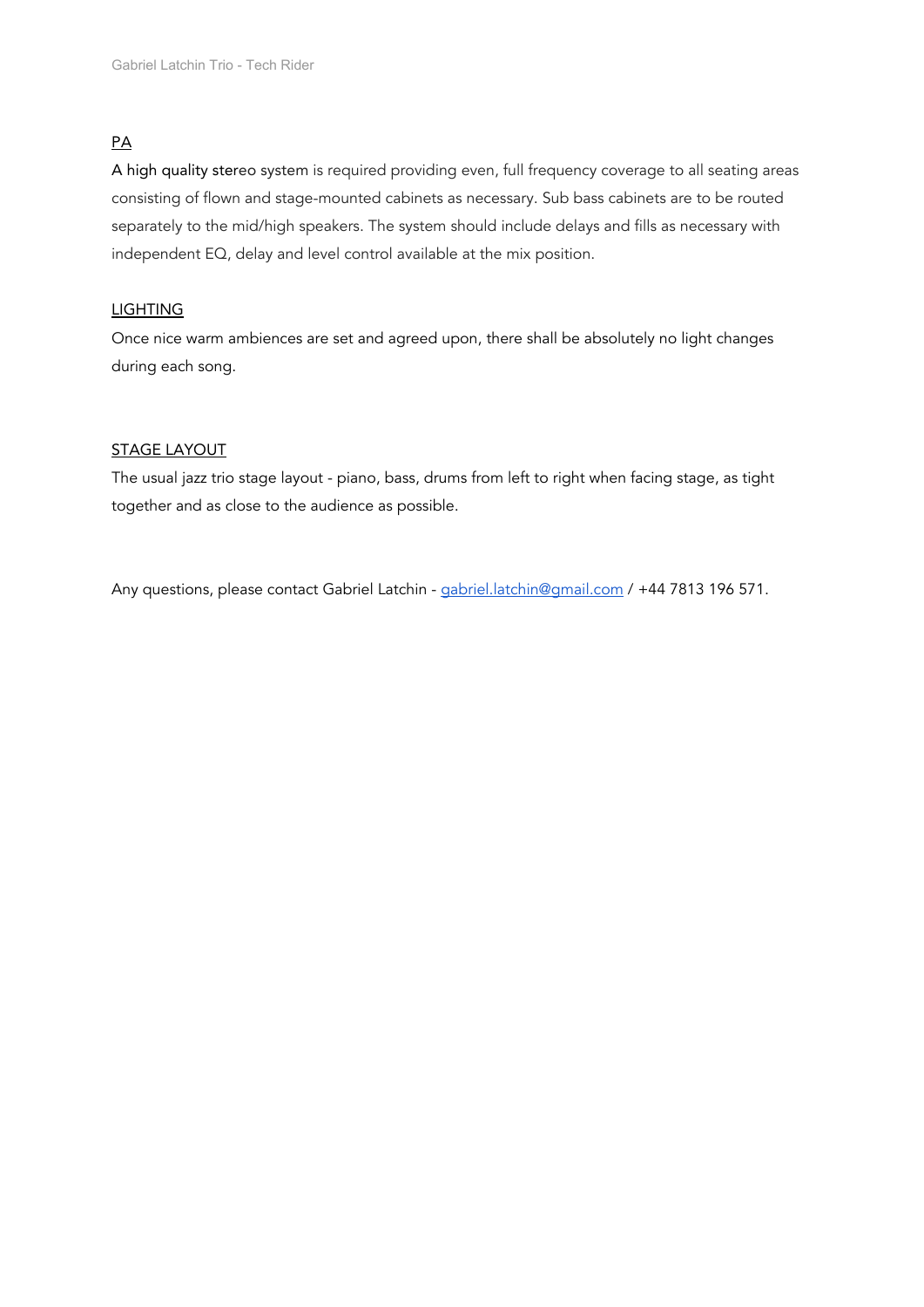## PA

A high quality stereo system is required providing even, full frequency coverage to all seating areas consisting of flown and stage-mounted cabinets as necessary. Sub bass cabinets are to be routed separately to the mid/high speakers. The system should include delays and fills as necessary with independent EQ, delay and level control available at the mix position.

## LIGHTING

Once nice warm ambiences are set and agreed upon, there shall be absolutely no light changes during each song.

## STAGE LAYOUT

The usual jazz trio stage layout - piano, bass, drums from left to right when facing stage, as tight together and as close to the audience as possible.

Any questions, please contact Gabriel Latchin - gabriel.latchin@gmail.com / +44 7813 196 571.